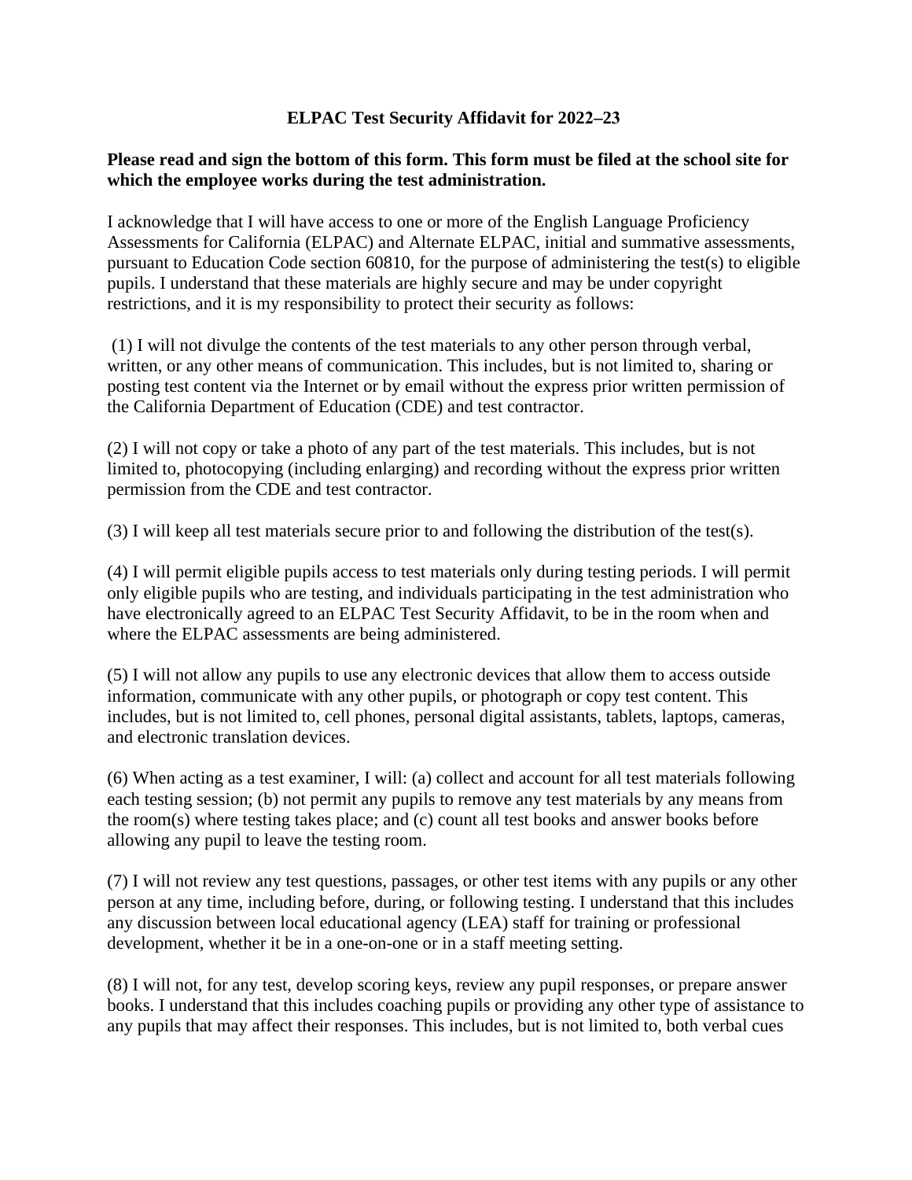# ELPAC Test Security Affidavit for 2022–23

**Please read and sign the bottom of this form. This form must be filed at the school site for which the employee works during the test administration.**

I acknowledge that I will have access to one or more of the English Language Proficiency Assessments for California (ELPAC) and Alternate ELPAC, initial and summative assessments, pursuant to Education Code section 60810, for the purpose of administering the test(s) to eligible pupils. I understand that these materials are highly secure and may be under copyright restrictions, and it is my responsibility to protect their security as follows:

(1) I will not divulge the contents of the test materials to any other person through verbal, written, or any other means of communication. This includes, but is not limited to, sharing or posting test content via the Internet or by email without the express prior written permission of the California Department of Education (CDE) and test contractor.

(2) I will not copy or take a photo of any part of the test materials. This includes, but is not limited to, photocopying (including enlarging) and recording without the express prior written permission from the CDE and test contractor.

(3) I will keep all test materials secure prior to and following the distribution of the test(s).

(4) I will permit eligible pupils access to test materials only during testing periods. I will permit only eligible pupils who are testing, and individuals participating in the test administration who have electronically agreed to an ELPAC Test Security Affidavit, to be in the room when and where the ELPAC assessments are being administered.

(5) I will not allow any pupils to use any electronic devices that allow them to access outside information, communicate with any other pupils, or photograph or copy test content. This includes, but is not limited to, cell phones, personal digital assistants, tablets, laptops, cameras, and electronic translation devices.

(6) When acting as a test examiner, I will: (a) collect and account for all test materials following each testing session; (b) not permit any pupils to remove any test materials by any means from the room(s) where testing takes place; and (c) count all test books and answer books before allowing any pupil to leave the testing room.

(7) I will not review any test questions, passages, or other test items with any pupils or any other person at any time, including before, during, or following testing. I understand that this includes any discussion between local educational agency (LEA) staff for training or professional development, whether it be in a one-on-one or in a staff meeting setting.

(8) I will not, for any test, develop scoring keys, review any pupil responses, or prepare answer books. I understand that this includes coaching pupils or providing any other type of assistance to any pupils that may affect their responses. This includes, but is not limited to, both verbal cues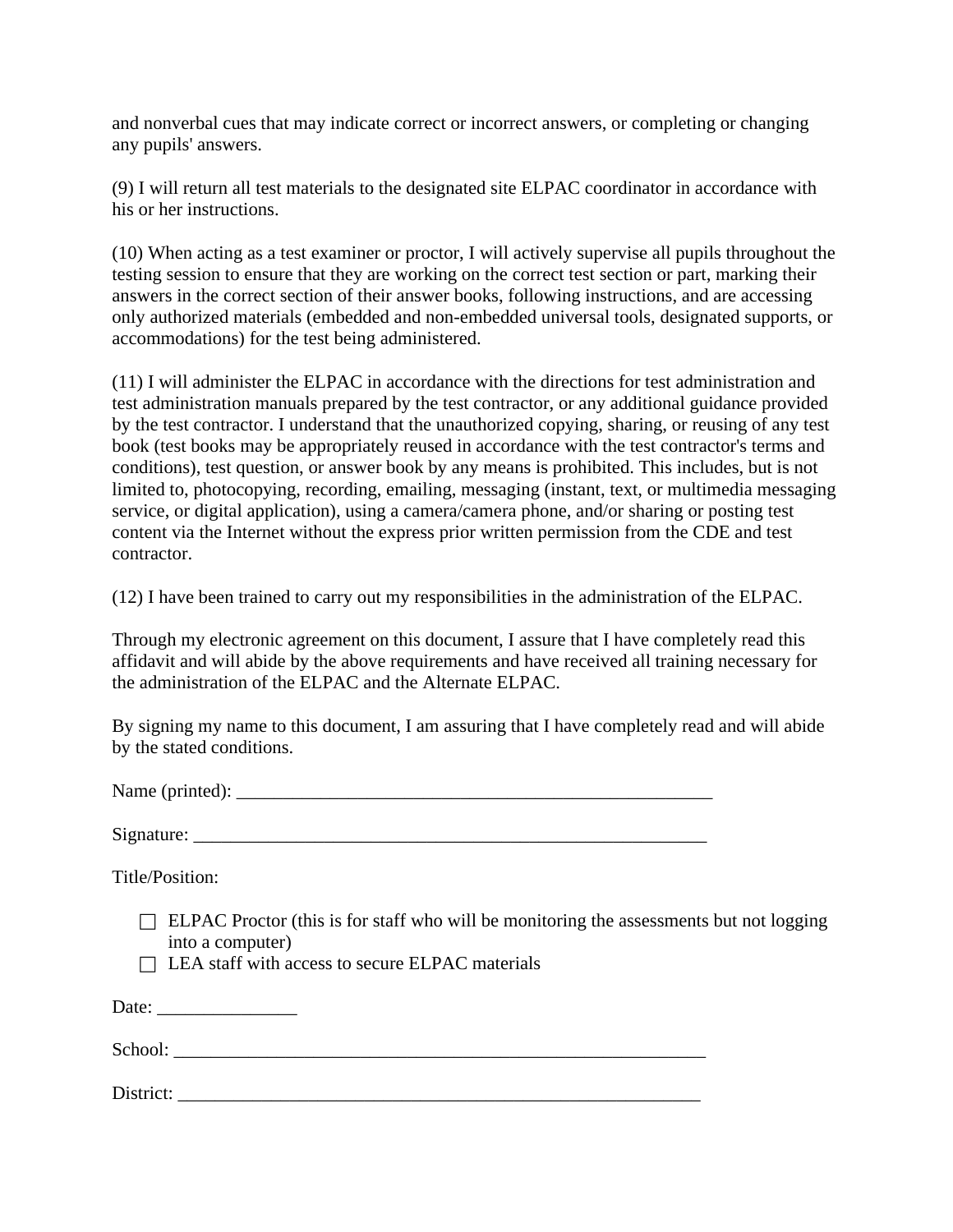and nonverbal cues that may indicate correct or incorrect answers, or completing or changing any pupils' answers.

(9) I will return all test materials to the designated site ELPAC coordinator in accordance with his or her instructions.

(10) When acting as a test examiner or proctor, I will actively supervise all pupils throughout the testing session to ensure that they are working on the correct test section or part, marking their answers in the correct section of their answer books, following instructions, and are accessing only authorized materials (embedded and non-embedded universal tools, designated supports, or accommodations) for the test being administered.

(11) I will administer the ELPAC in accordance with the directions for test administration and test administration manuals prepared by the test contractor, or any additional guidance provided by the test contractor. I understand that the unauthorized copying, sharing, or reusing of any test book (test books may be appropriately reused in accordance with the test contractor's terms and conditions), test question, or answer book by any means is prohibited. This includes, but is not limited to, photocopying, recording, emailing, messaging (instant, text, or multimedia messaging service, or digital application), using a camera/camera phone, and/or sharing or posting test content via the Internet without the express prior written permission from the CDE and test contractor.

(12) I have been trained to carry out my responsibilities in the administration of the ELPAC.

Through my electronic agreement on this document, I assure that I have completely read this affidavit and will abide by the above requirements and have received all training necessary for the administration of the ELPAC and the Alternate ELPAC.

By signing my name to this document, I am assuring that I have completely read and will abide by the stated conditions.

Name (printed): ______________________________________________________

Signature: ___________________________________________________________

Title/Position:

- ☐ ELPAC Proctor (this is for staff who will be monitoring the assessments but not logging into a computer)
- ☐ LEA staff with access to secure ELPAC materials

Date: _______________

School: ______________________________________________________________

District: _____________________________________________________________